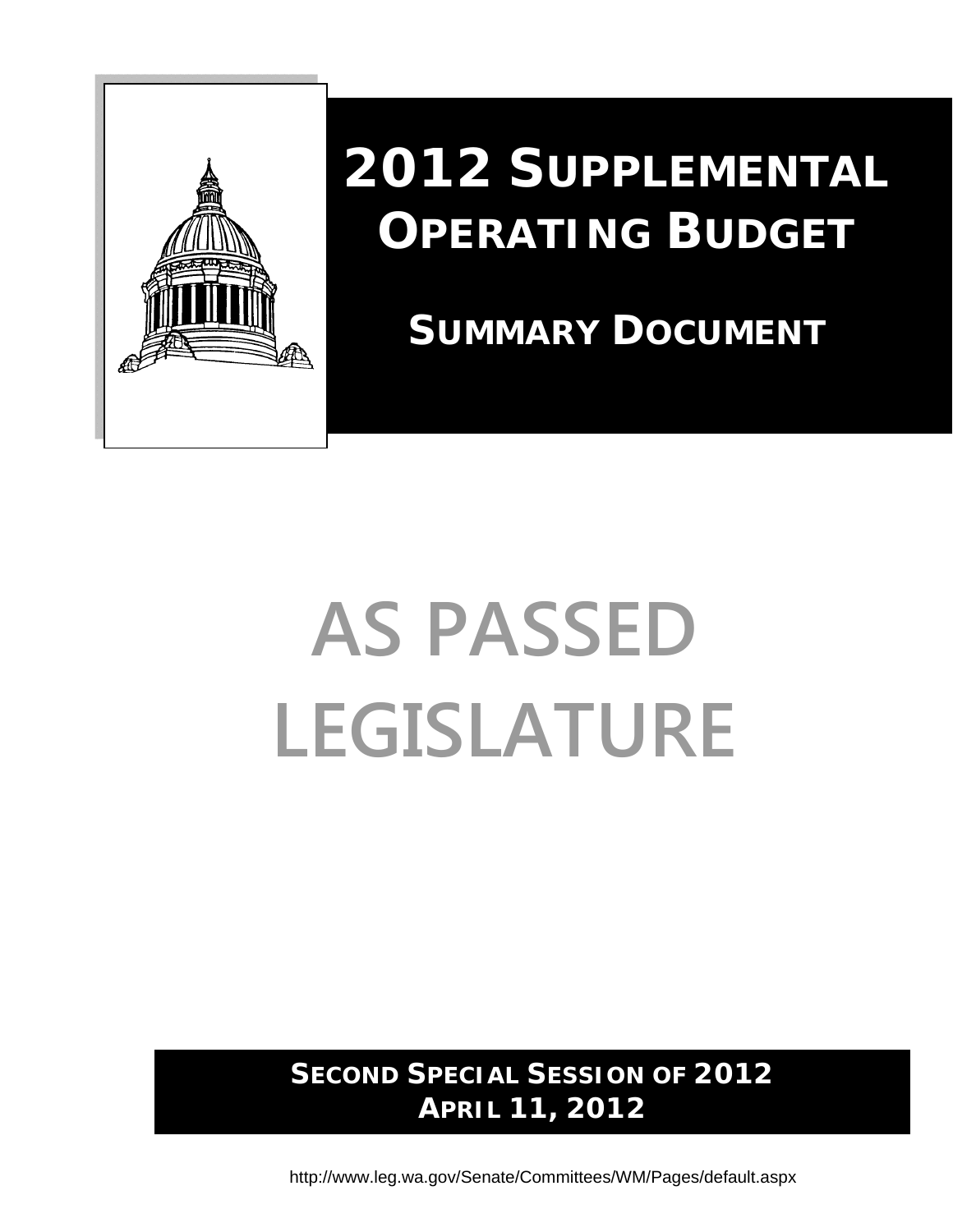# 2012 SUPPLEMENTAL OPERATING BUDGET

## SUMMARY DOCUMENT

# AS PASSED LEGISLATURE

**SECOND SPECIAL SESSION OF 2012**
**APRIL 11, 2012**

http://www.leg.wa.gov/Senate/Committees/WM/Pages/default.aspx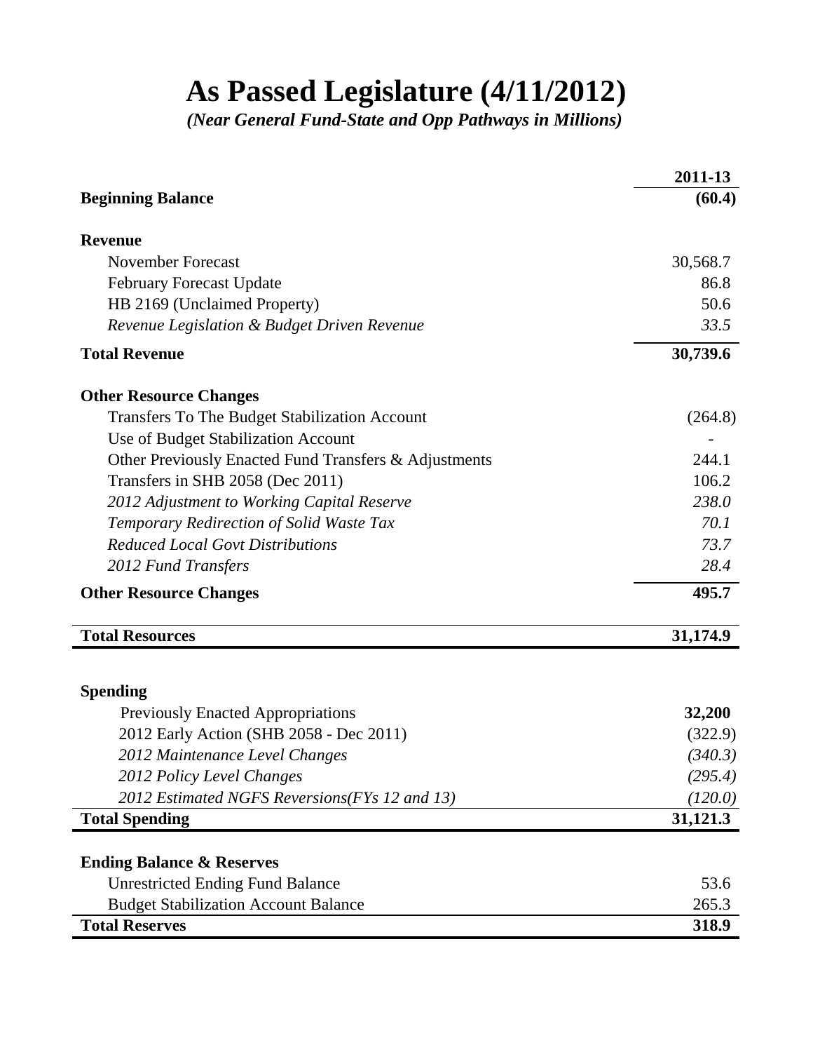# As Passed Legislature (4/11/2012)

*(Near General Fund-State and Opp Pathways in Millions)*

| | 2011-13 |
|---|---|
| **Beginning Balance** | **(60.4)** |
| | |
| **Revenue** | |
| November Forecast | 30,568.7 |
| February Forecast Update | 86.8 |
| HB 2169 (Unclaimed Property) | 50.6 |
| *Revenue Legislation & Budget Driven Revenue* | *33.5* |
| **Total Revenue** | **30,739.6** |
| | |
| **Other Resource Changes** | |
| Transfers To The Budget Stabilization Account | (264.8) |
| Use of Budget Stabilization Account | - |
| Other Previously Enacted Fund Transfers & Adjustments | 244.1 |
| Transfers in SHB 2058 (Dec 2011) | 106.2 |
| *2012 Adjustment to Working Capital Reserve* | *238.0* |
| *Temporary Redirection of Solid Waste Tax* | *70.1* |
| *Reduced Local Govt Distributions* | *73.7* |
| *2012 Fund Transfers* | *28.4* |
| **Other Resource Changes** | **495.7** |
| | |
| **Total Resources** | **31,174.9** |
| | |
| **Spending** | |
| Previously Enacted Appropriations | **32,200** |
| 2012 Early Action (SHB 2058 - Dec 2011) | (322.9) |
| *2012 Maintenance Level Changes* | *(340.3)* |
| *2012 Policy Level Changes* | *(295.4)* |
| *2012 Estimated NGFS Reversions(FYs 12 and 13)* | *(120.0)* |
| **Total Spending** | **31,121.3** |
| | |
| **Ending Balance & Reserves** | |
| Unrestricted Ending Fund Balance | 53.6 |
| Budget Stabilization Account Balance | 265.3 |
| **Total Reserves** | **318.9** |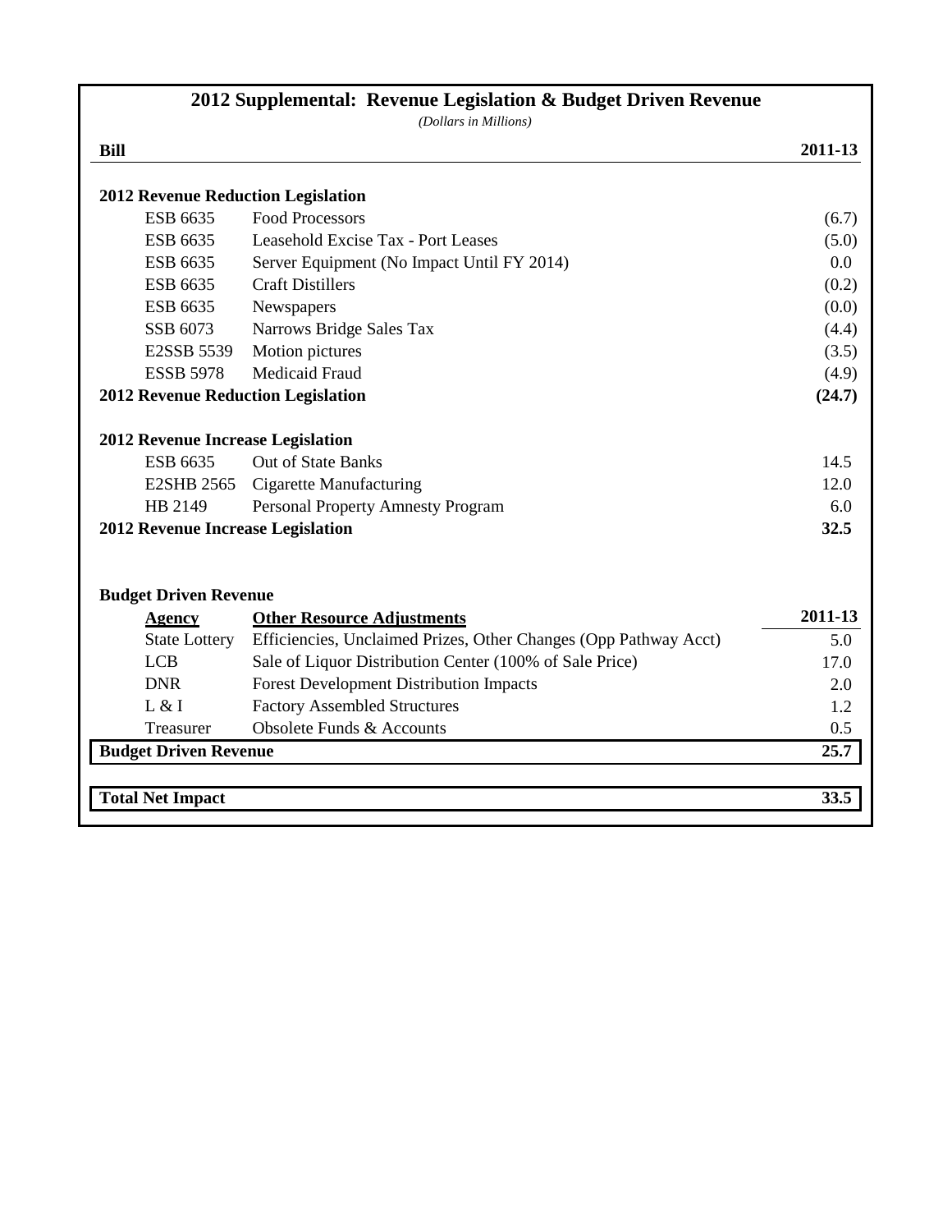## 2012 Supplemental: Revenue Legislation & Budget Driven Revenue

*(Dollars in Millions)*

| Bill | | 2011-13 |
|---|---|---|
| **2012 Revenue Reduction Legislation** | | |
| ESB 6635 | Food Processors | (6.7) |
| ESB 6635 | Leasehold Excise Tax - Port Leases | (5.0) |
| ESB 6635 | Server Equipment (No Impact Until FY 2014) | 0.0 |
| ESB 6635 | Craft Distillers | (0.2) |
| ESB 6635 | Newspapers | (0.0) |
| SSB 6073 | Narrows Bridge Sales Tax | (4.4) |
| E2SSB 5539 | Motion pictures | (3.5) |
| ESSB 5978 | Medicaid Fraud | (4.9) |
| **2012 Revenue Reduction Legislation** | | **(24.7)** |
| **2012 Revenue Increase Legislation** | | |
| ESB 6635 | Out of State Banks | 14.5 |
| E2SHB 2565 | Cigarette Manufacturing | 12.0 |
| HB 2149 | Personal Property Amnesty Program | 6.0 |
| **2012 Revenue Increase Legislation** | | **32.5** |

**Budget Driven Revenue**

| Agency | Other Resource Adjustments | 2011-13 |
|---|---|---|
| State Lottery | Efficiencies, Unclaimed Prizes, Other Changes (Opp Pathway Acct) | 5.0 |
| LCB | Sale of Liquor Distribution Center (100% of Sale Price) | 17.0 |
| DNR | Forest Development Distribution Impacts | 2.0 |
| L & I | Factory Assembled Structures | 1.2 |
| Treasurer | Obsolete Funds & Accounts | 0.5 |
| **Budget Driven Revenue** | | **25.7** |
| **Total Net Impact** | | **33.5** |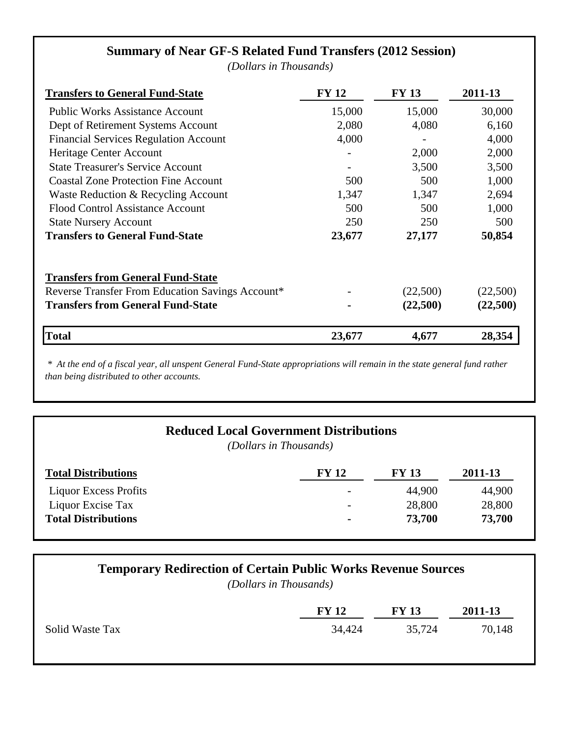## Summary of Near GF-S Related Fund Transfers (2012 Session)

*(Dollars in Thousands)*

| Transfers to General Fund-State | FY 12 | FY 13 | 2011-13 |
|---|---|---|---|
| Public Works Assistance Account | 15,000 | 15,000 | 30,000 |
| Dept of Retirement Systems Account | 2,080 | 4,080 | 6,160 |
| Financial Services Regulation Account | 4,000 | - | 4,000 |
| Heritage Center Account | - | 2,000 | 2,000 |
| State Treasurer's Service Account | - | 3,500 | 3,500 |
| Coastal Zone Protection Fine Account | 500 | 500 | 1,000 |
| Waste Reduction & Recycling Account | 1,347 | 1,347 | 2,694 |
| Flood Control Assistance Account | 500 | 500 | 1,000 |
| State Nursery Account | 250 | 250 | 500 |
| **Transfers to General Fund-State** | **23,677** | **27,177** | **50,854** |
| **Transfers from General Fund-State** | | | |
| Reverse Transfer From Education Savings Account* | - | (22,500) | (22,500) |
| **Transfers from General Fund-State** | **-** | **(22,500)** | **(22,500)** |
| **Total** | **23,677** | **4,677** | **28,354** |

*\* At the end of a fiscal year, all unspent General Fund-State appropriations will remain in the state general fund rather than being distributed to other accounts.*

## Reduced Local Government Distributions

*(Dollars in Thousands)*

| Total Distributions | FY 12 | FY 13 | 2011-13 |
|---|---|---|---|
| Liquor Excess Profits | - | 44,900 | 44,900 |
| Liquor Excise Tax | - | 28,800 | 28,800 |
| **Total Distributions** | **-** | **73,700** | **73,700** |

## Temporary Redirection of Certain Public Works Revenue Sources

*(Dollars in Thousands)*

| | FY 12 | FY 13 | 2011-13 |
|---|---|---|---|
| Solid Waste Tax | 34,424 | 35,724 | 70,148 |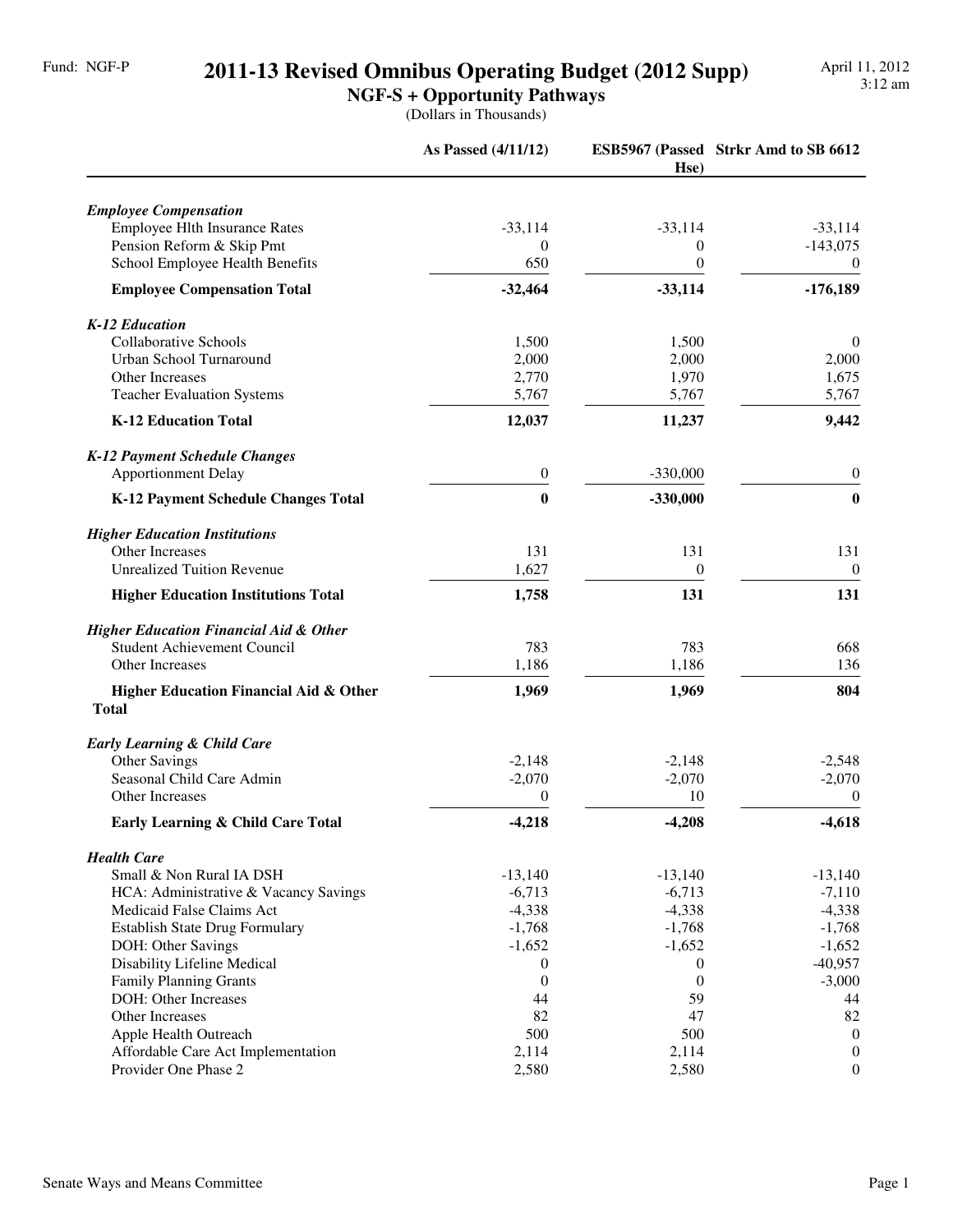Fund: NGF-P

# 2011-13 Revised Omnibus Operating Budget (2012 Supp)

## NGF-S + Opportunity Pathways

(Dollars in Thousands)

April 11, 2012
3:12 am

| | As Passed (4/11/12) | ESB5967 (Passed Hse) | Strkr Amd to SB 6612 |
|---|---|---|---|
| ***Employee Compensation*** | | | |
| Employee Hlth Insurance Rates | -33,114 | -33,114 | -33,114 |
| Pension Reform & Skip Pmt | 0 | 0 | -143,075 |
| School Employee Health Benefits | 650 | 0 | 0 |
| **Employee Compensation Total** | **-32,464** | **-33,114** | **-176,189** |
| ***K-12 Education*** | | | |
| Collaborative Schools | 1,500 | 1,500 | 0 |
| Urban School Turnaround | 2,000 | 2,000 | 2,000 |
| Other Increases | 2,770 | 1,970 | 1,675 |
| Teacher Evaluation Systems | 5,767 | 5,767 | 5,767 |
| **K-12 Education Total** | **12,037** | **11,237** | **9,442** |
| ***K-12 Payment Schedule Changes*** | | | |
| Apportionment Delay | 0 | -330,000 | 0 |
| **K-12 Payment Schedule Changes Total** | **0** | **-330,000** | **0** |
| ***Higher Education Institutions*** | | | |
| Other Increases | 131 | 131 | 131 |
| Unrealized Tuition Revenue | 1,627 | 0 | 0 |
| **Higher Education Institutions Total** | **1,758** | **131** | **131** |
| ***Higher Education Financial Aid & Other*** | | | |
| Student Achievement Council | 783 | 783 | 668 |
| Other Increases | 1,186 | 1,186 | 136 |
| **Higher Education Financial Aid & Other Total** | **1,969** | **1,969** | **804** |
| ***Early Learning & Child Care*** | | | |
| Other Savings | -2,148 | -2,148 | -2,548 |
| Seasonal Child Care Admin | -2,070 | -2,070 | -2,070 |
| Other Increases | 0 | 10 | 0 |
| **Early Learning & Child Care Total** | **-4,218** | **-4,208** | **-4,618** |
| ***Health Care*** | | | |
| Small & Non Rural IA DSH | -13,140 | -13,140 | -13,140 |
| HCA: Administrative & Vacancy Savings | -6,713 | -6,713 | -7,110 |
| Medicaid False Claims Act | -4,338 | -4,338 | -4,338 |
| Establish State Drug Formulary | -1,768 | -1,768 | -1,768 |
| DOH: Other Savings | -1,652 | -1,652 | -1,652 |
| Disability Lifeline Medical | 0 | 0 | -40,957 |
| Family Planning Grants | 0 | 0 | -3,000 |
| DOH: Other Increases | 44 | 59 | 44 |
| Other Increases | 82 | 47 | 82 |
| Apple Health Outreach | 500 | 500 | 0 |
| Affordable Care Act Implementation | 2,114 | 2,114 | 0 |
| Provider One Phase 2 | 2,580 | 2,580 | 0 |

Senate Ways and Means Committee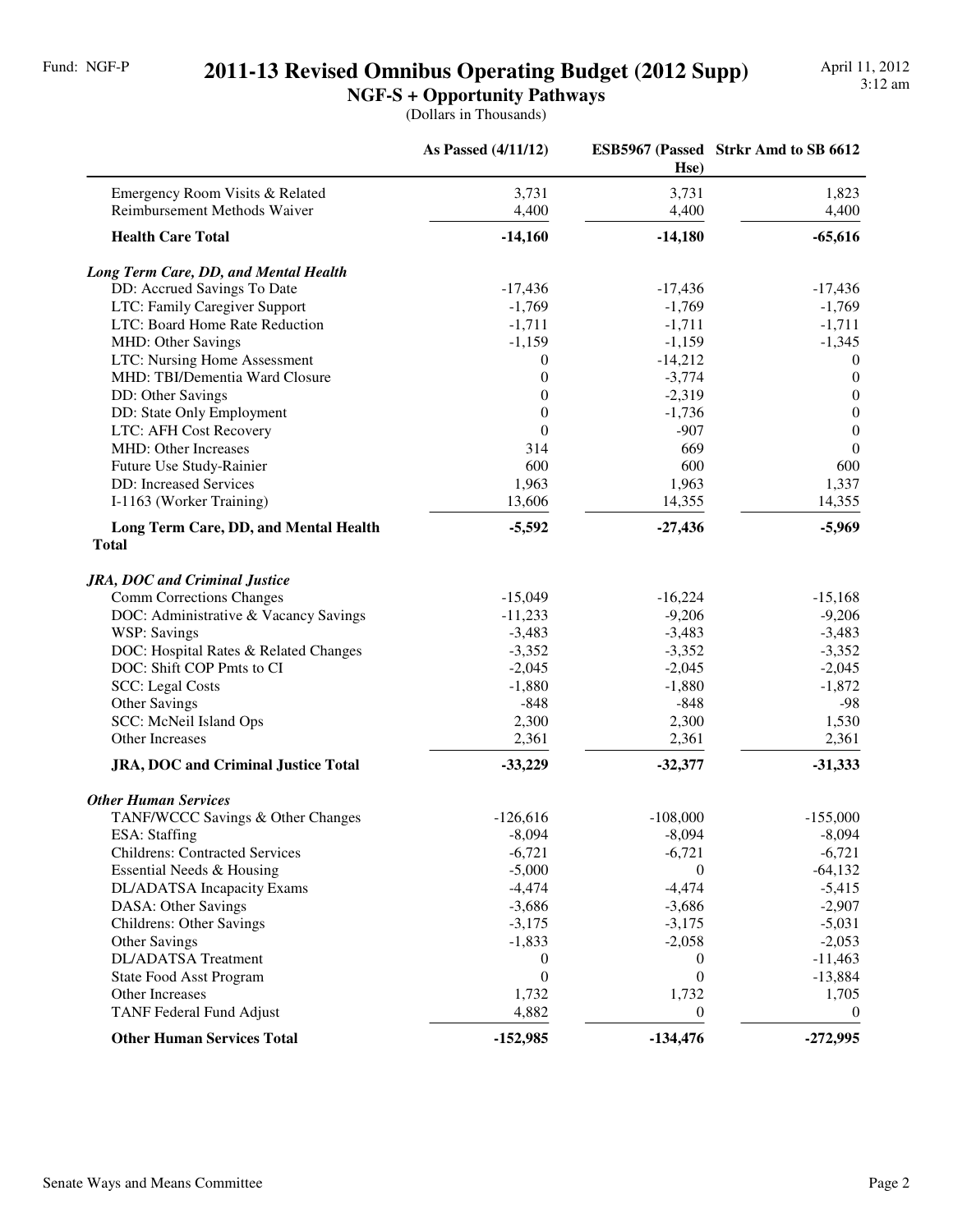Fund: NGF-P

# 2011-13 Revised Omnibus Operating Budget (2012 Supp)

## NGF-S + Opportunity Pathways

(Dollars in Thousands)

April 11, 2012
3:12 am

| | As Passed (4/11/12) | ESB5967 (Passed Hse) | Strkr Amd to SB 6612 |
|---|---|---|---|
| Emergency Room Visits & Related | 3,731 | 3,731 | 1,823 |
| Reimbursement Methods Waiver | 4,400 | 4,400 | 4,400 |
| **Health Care Total** | **-14,160** | **-14,180** | **-65,616** |
| ***Long Term Care, DD, and Mental Health*** | | | |
| DD: Accrued Savings To Date | -17,436 | -17,436 | -17,436 |
| LTC: Family Caregiver Support | -1,769 | -1,769 | -1,769 |
| LTC: Board Home Rate Reduction | -1,711 | -1,711 | -1,711 |
| MHD: Other Savings | -1,159 | -1,159 | -1,345 |
| LTC: Nursing Home Assessment | 0 | -14,212 | 0 |
| MHD: TBI/Dementia Ward Closure | 0 | -3,774 | 0 |
| DD: Other Savings | 0 | -2,319 | 0 |
| DD: State Only Employment | 0 | -1,736 | 0 |
| LTC: AFH Cost Recovery | 0 | -907 | 0 |
| MHD: Other Increases | 314 | 669 | 0 |
| Future Use Study-Rainier | 600 | 600 | 600 |
| DD: Increased Services | 1,963 | 1,963 | 1,337 |
| I-1163 (Worker Training) | 13,606 | 14,355 | 14,355 |
| **Long Term Care, DD, and Mental Health Total** | **-5,592** | **-27,436** | **-5,969** |
| ***JRA, DOC and Criminal Justice*** | | | |
| Comm Corrections Changes | -15,049 | -16,224 | -15,168 |
| DOC: Administrative & Vacancy Savings | -11,233 | -9,206 | -9,206 |
| WSP: Savings | -3,483 | -3,483 | -3,483 |
| DOC: Hospital Rates & Related Changes | -3,352 | -3,352 | -3,352 |
| DOC: Shift COP Pmts to CI | -2,045 | -2,045 | -2,045 |
| SCC: Legal Costs | -1,880 | -1,880 | -1,872 |
| Other Savings | -848 | -848 | -98 |
| SCC: McNeil Island Ops | 2,300 | 2,300 | 1,530 |
| Other Increases | 2,361 | 2,361 | 2,361 |
| **JRA, DOC and Criminal Justice Total** | **-33,229** | **-32,377** | **-31,333** |
| ***Other Human Services*** | | | |
| TANF/WCCC Savings & Other Changes | -126,616 | -108,000 | -155,000 |
| ESA: Staffing | -8,094 | -8,094 | -8,094 |
| Childrens: Contracted Services | -6,721 | -6,721 | -6,721 |
| Essential Needs & Housing | -5,000 | 0 | -64,132 |
| DL/ADATSA Incapacity Exams | -4,474 | -4,474 | -5,415 |
| DASA: Other Savings | -3,686 | -3,686 | -2,907 |
| Childrens: Other Savings | -3,175 | -3,175 | -5,031 |
| Other Savings | -1,833 | -2,058 | -2,053 |
| DL/ADATSA Treatment | 0 | 0 | -11,463 |
| State Food Asst Program | 0 | 0 | -13,884 |
| Other Increases | 1,732 | 1,732 | 1,705 |
| TANF Federal Fund Adjust | 4,882 | 0 | 0 |
| **Other Human Services Total** | **-152,985** | **-134,476** | **-272,995** |

Senate Ways and Means Committee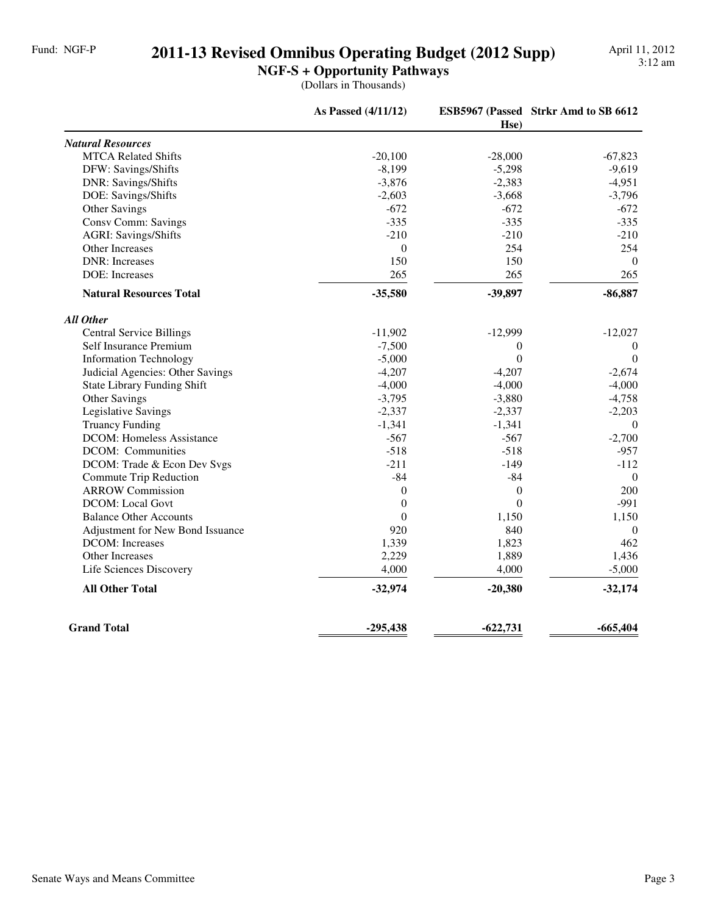Fund: NGF-P

# 2011-13 Revised Omnibus Operating Budget (2012 Supp)

## NGF-S + Opportunity Pathways

(Dollars in Thousands)

April 11, 2012
3:12 am

| | As Passed (4/11/12) | ESB5967 (Passed Hse) | Strkr Amd to SB 6612 |
|---|---|---|---|
| ***Natural Resources*** | | | |
| MTCA Related Shifts | -20,100 | -28,000 | -67,823 |
| DFW: Savings/Shifts | -8,199 | -5,298 | -9,619 |
| DNR: Savings/Shifts | -3,876 | -2,383 | -4,951 |
| DOE: Savings/Shifts | -2,603 | -3,668 | -3,796 |
| Other Savings | -672 | -672 | -672 |
| Consv Comm: Savings | -335 | -335 | -335 |
| AGRI: Savings/Shifts | -210 | -210 | -210 |
| Other Increases | 0 | 254 | 254 |
| DNR: Increases | 150 | 150 | 0 |
| DOE: Increases | 265 | 265 | 265 |
| **Natural Resources Total** | **-35,580** | **-39,897** | **-86,887** |
| ***All Other*** | | | |
| Central Service Billings | -11,902 | -12,999 | -12,027 |
| Self Insurance Premium | -7,500 | 0 | 0 |
| Information Technology | -5,000 | 0 | 0 |
| Judicial Agencies: Other Savings | -4,207 | -4,207 | -2,674 |
| State Library Funding Shift | -4,000 | -4,000 | -4,000 |
| Other Savings | -3,795 | -3,880 | -4,758 |
| Legislative Savings | -2,337 | -2,337 | -2,203 |
| Truancy Funding | -1,341 | -1,341 | 0 |
| DCOM: Homeless Assistance | -567 | -567 | -2,700 |
| DCOM: Communities | -518 | -518 | -957 |
| DCOM: Trade & Econ Dev Svgs | -211 | -149 | -112 |
| Commute Trip Reduction | -84 | -84 | 0 |
| ARROW Commission | 0 | 0 | 200 |
| DCOM: Local Govt | 0 | 0 | -991 |
| Balance Other Accounts | 0 | 1,150 | 1,150 |
| Adjustment for New Bond Issuance | 920 | 840 | 0 |
| DCOM: Increases | 1,339 | 1,823 | 462 |
| Other Increases | 2,229 | 1,889 | 1,436 |
| Life Sciences Discovery | 4,000 | 4,000 | -5,000 |
| **All Other Total** | **-32,974** | **-20,380** | **-32,174** |
| **Grand Total** | **-295,438** | **-622,731** | **-665,404** |

Senate Ways and Means Committee